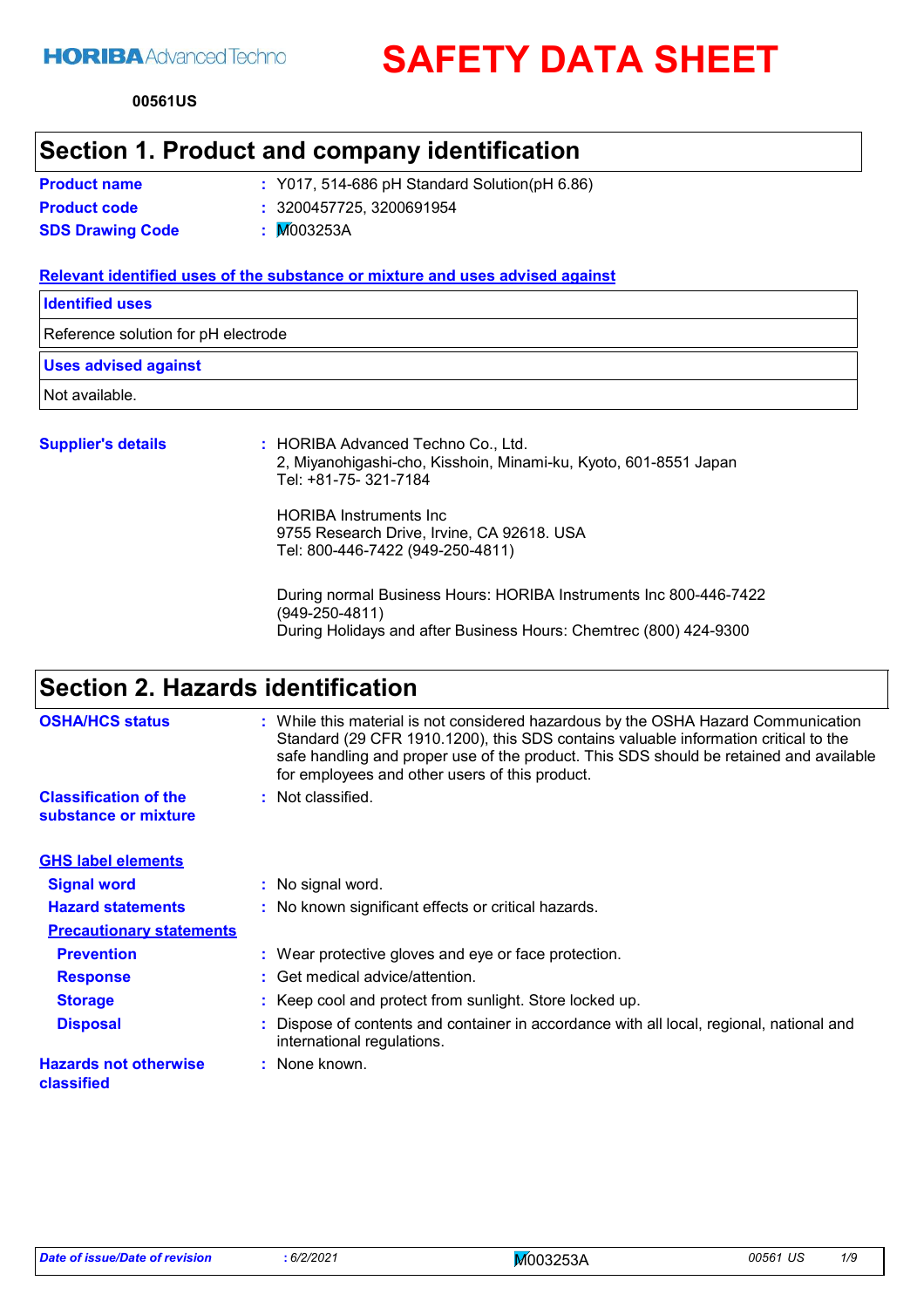HORIBA Advanced Techno

# SAFETY DATA SHEET

**00561US**

## Section 1. Product and company identification

**Product name** : Y017, 514-686 pH Standard Solution(pH 6.86)

**Product code** : 3200457725, 3200691954

**SDS Drawing Code** : M003253A

### Relevant identified uses of the substance or mixture and uses advised against

| Identified uses |
| --- |
| Reference solution for pH electrode |

| Uses advised against |
| --- |
| Not available. |

**Supplier's details** : HORIBA Advanced Techno Co., Ltd.
2, Miyanohigashi-cho, Kisshoin, Minami-ku, Kyoto, 601-8551 Japan
Tel: +81-75- 321-7184

HORIBA Instruments Inc
9755 Research Drive, Irvine, CA 92618. USA
Tel: 800-446-7422 (949-250-4811)

During normal Business Hours: HORIBA Instruments Inc 800-446-7422 (949-250-4811)
During Holidays and after Business Hours: Chemtrec (800) 424-9300

## Section 2. Hazards identification

**OSHA/HCS status** : While this material is not considered hazardous by the OSHA Hazard Communication Standard (29 CFR 1910.1200), this SDS contains valuable information critical to the safe handling and proper use of the product. This SDS should be retained and available for employees and other users of this product.

**Classification of the substance or mixture** : Not classified.

### GHS label elements

**Signal word** : No signal word.

**Hazard statements** : No known significant effects or critical hazards.

**Precautionary statements**

**Prevention** : Wear protective gloves and eye or face protection.

**Response** : Get medical advice/attention.

**Storage** : Keep cool and protect from sunlight. Store locked up.

**Disposal** : Dispose of contents and container in accordance with all local, regional, national and international regulations.

**Hazards not otherwise classified** : None known.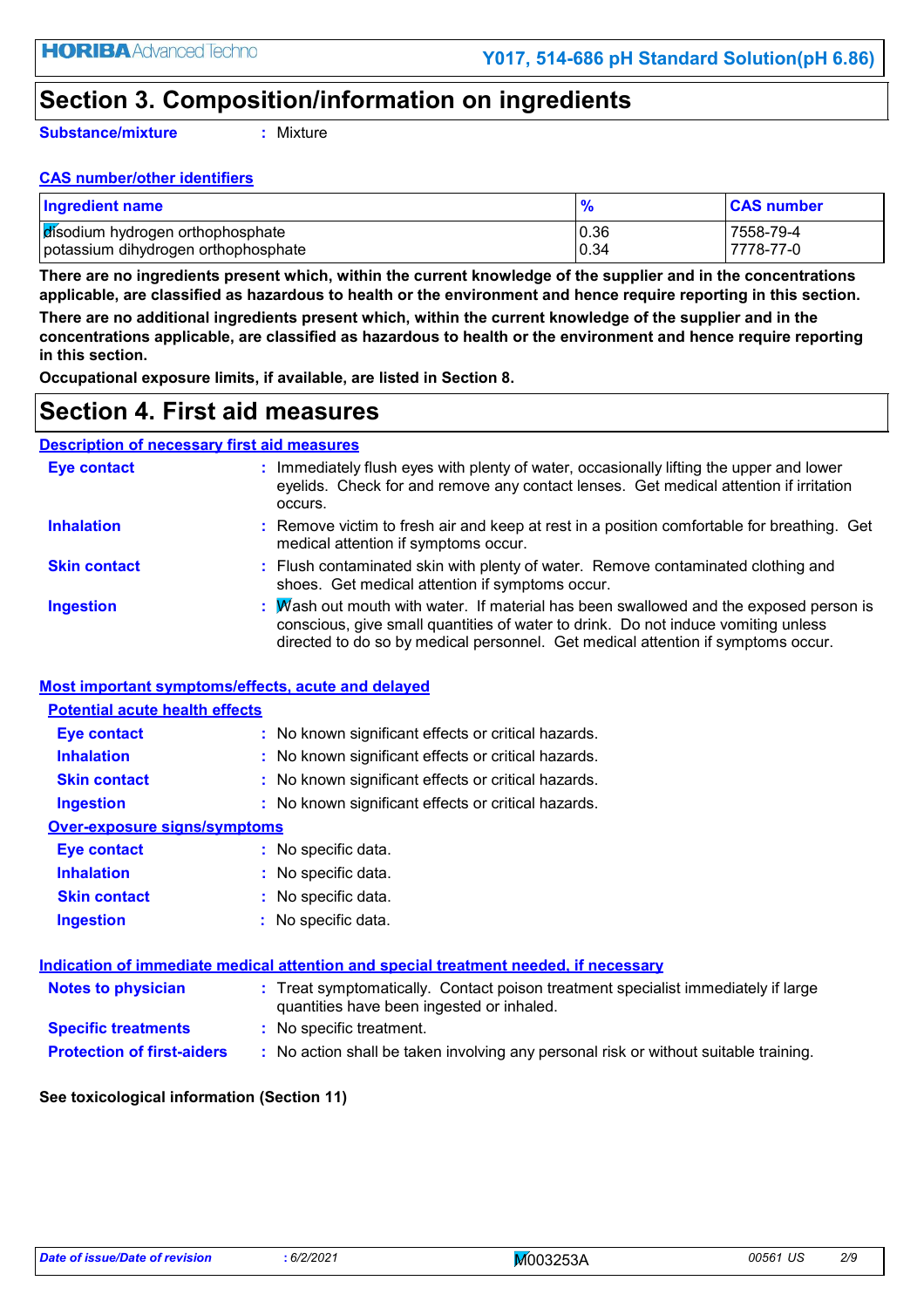## Section 3. Composition/information on ingredients

**Substance/mixture** : Mixture

**CAS number/other identifiers**

| Ingredient name | % | CAS number |
|---|---|---|
| disodium hydrogen orthophosphate | 0.36 | 7558-79-4 |
| potassium dihydrogen orthophosphate | 0.34 | 7778-77-0 |

**There are no ingredients present which, within the current knowledge of the supplier and in the concentrations applicable, are classified as hazardous to health or the environment and hence require reporting in this section.**

**There are no additional ingredients present which, within the current knowledge of the supplier and in the concentrations applicable, are classified as hazardous to health or the environment and hence require reporting in this section.**

**Occupational exposure limits, if available, are listed in Section 8.**

## Section 4. First aid measures

**Description of necessary first aid measures**

**Eye contact** : Immediately flush eyes with plenty of water, occasionally lifting the upper and lower eyelids. Check for and remove any contact lenses. Get medical attention if irritation occurs.

**Inhalation** : Remove victim to fresh air and keep at rest in a position comfortable for breathing. Get medical attention if symptoms occur.

**Skin contact** : Flush contaminated skin with plenty of water. Remove contaminated clothing and shoes. Get medical attention if symptoms occur.

**Ingestion** : Wash out mouth with water. If material has been swallowed and the exposed person is conscious, give small quantities of water to drink. Do not induce vomiting unless directed to do so by medical personnel. Get medical attention if symptoms occur.

**Most important symptoms/effects, acute and delayed**

**Potential acute health effects**

**Eye contact** : No known significant effects or critical hazards.

**Inhalation** : No known significant effects or critical hazards.

**Skin contact** : No known significant effects or critical hazards.

**Ingestion** : No known significant effects or critical hazards.

**Over-exposure signs/symptoms**

**Eye contact** : No specific data.

**Inhalation** : No specific data.

**Skin contact** : No specific data.

**Ingestion** : No specific data.

**Indication of immediate medical attention and special treatment needed, if necessary**

**Notes to physician** : Treat symptomatically. Contact poison treatment specialist immediately if large quantities have been ingested or inhaled.

**Specific treatments** : No specific treatment.

**Protection of first-aiders** : No action shall be taken involving any personal risk or without suitable training.

**See toxicological information (Section 11)**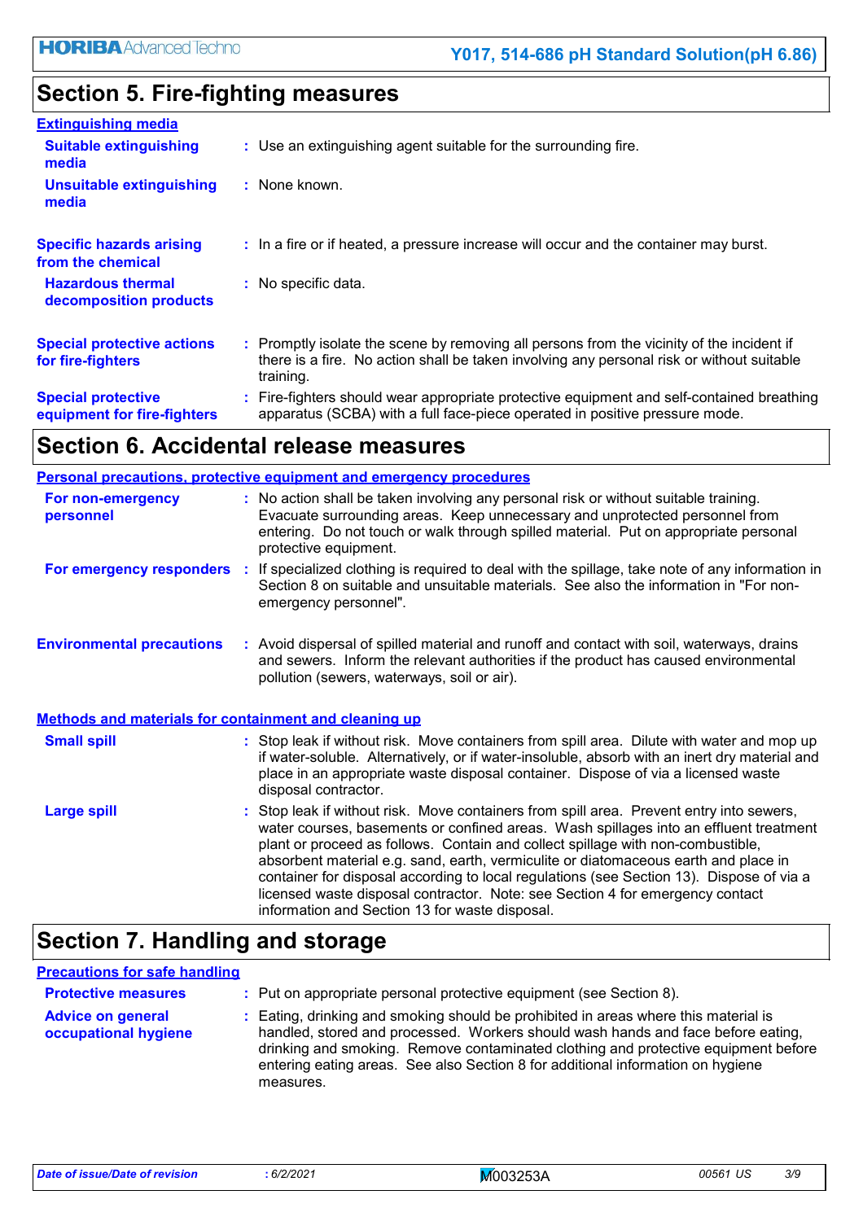## Section 5. Fire-fighting measures

**Extinguishing media**

| | |
|---|---|
| **Suitable extinguishing media** | : Use an extinguishing agent suitable for the surrounding fire. |
| **Unsuitable extinguishing media** | : None known. |
| **Specific hazards arising from the chemical** | : In a fire or if heated, a pressure increase will occur and the container may burst. |
| **Hazardous thermal decomposition products** | : No specific data. |
| **Special protective actions for fire-fighters** | : Promptly isolate the scene by removing all persons from the vicinity of the incident if there is a fire. No action shall be taken involving any personal risk or without suitable training. |
| **Special protective equipment for fire-fighters** | : Fire-fighters should wear appropriate protective equipment and self-contained breathing apparatus (SCBA) with a full face-piece operated in positive pressure mode. |

## Section 6. Accidental release measures

**Personal precautions, protective equipment and emergency procedures**

| | |
|---|---|
| **For non-emergency personnel** | : No action shall be taken involving any personal risk or without suitable training. Evacuate surrounding areas. Keep unnecessary and unprotected personnel from entering. Do not touch or walk through spilled material. Put on appropriate personal protective equipment. |
| **For emergency responders** | : If specialized clothing is required to deal with the spillage, take note of any information in Section 8 on suitable and unsuitable materials. See also the information in "For non-emergency personnel". |
| **Environmental precautions** | : Avoid dispersal of spilled material and runoff and contact with soil, waterways, drains and sewers. Inform the relevant authorities if the product has caused environmental pollution (sewers, waterways, soil or air). |

**Methods and materials for containment and cleaning up**

| | |
|---|---|
| **Small spill** | : Stop leak if without risk. Move containers from spill area. Dilute with water and mop up if water-soluble. Alternatively, or if water-insoluble, absorb with an inert dry material and place in an appropriate waste disposal container. Dispose of via a licensed waste disposal contractor. |
| **Large spill** | : Stop leak if without risk. Move containers from spill area. Prevent entry into sewers, water courses, basements or confined areas. Wash spillages into an effluent treatment plant or proceed as follows. Contain and collect spillage with non-combustible, absorbent material e.g. sand, earth, vermiculite or diatomaceous earth and place in container for disposal according to local regulations (see Section 13). Dispose of via a licensed waste disposal contractor. Note: see Section 4 for emergency contact information and Section 13 for waste disposal. |

## Section 7. Handling and storage

**Precautions for safe handling**

| | |
|---|---|
| **Protective measures** | : Put on appropriate personal protective equipment (see Section 8). |
| **Advice on general occupational hygiene** | : Eating, drinking and smoking should be prohibited in areas where this material is handled, stored and processed. Workers should wash hands and face before eating, drinking and smoking. Remove contaminated clothing and protective equipment before entering eating areas. See also Section 8 for additional information on hygiene measures. |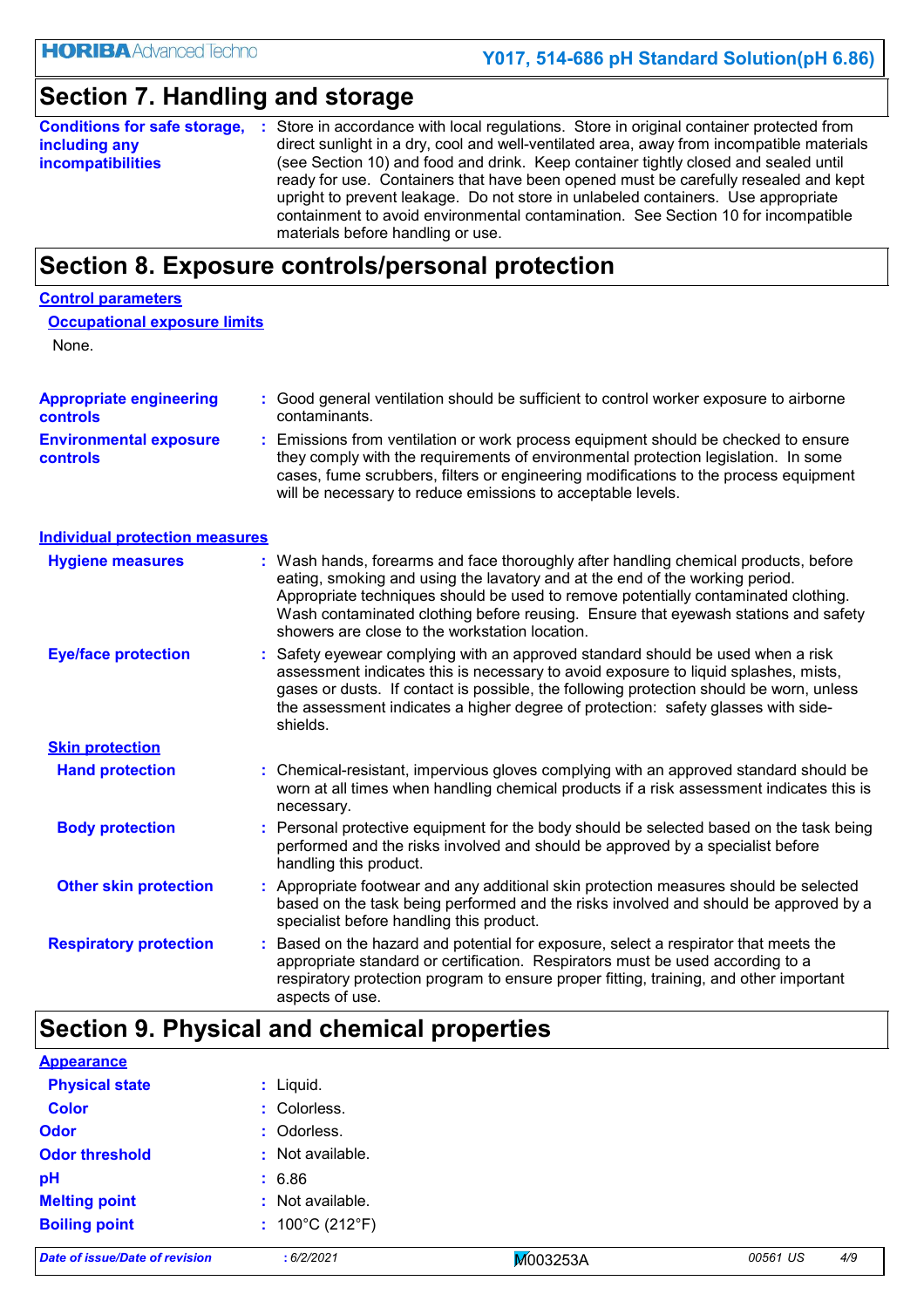## Section 7. Handling and storage

**Conditions for safe storage, including any incompatibilities** : Store in accordance with local regulations. Store in original container protected from direct sunlight in a dry, cool and well-ventilated area, away from incompatible materials (see Section 10) and food and drink. Keep container tightly closed and sealed until ready for use. Containers that have been opened must be carefully resealed and kept upright to prevent leakage. Do not store in unlabeled containers. Use appropriate containment to avoid environmental contamination. See Section 10 for incompatible materials before handling or use.

## Section 8. Exposure controls/personal protection

### Control parameters

#### Occupational exposure limits

None.

**Appropriate engineering controls** : Good general ventilation should be sufficient to control worker exposure to airborne contaminants.

**Environmental exposure controls** : Emissions from ventilation or work process equipment should be checked to ensure they comply with the requirements of environmental protection legislation. In some cases, fume scrubbers, filters or engineering modifications to the process equipment will be necessary to reduce emissions to acceptable levels.

### Individual protection measures

**Hygiene measures** : Wash hands, forearms and face thoroughly after handling chemical products, before eating, smoking and using the lavatory and at the end of the working period. Appropriate techniques should be used to remove potentially contaminated clothing. Wash contaminated clothing before reusing. Ensure that eyewash stations and safety showers are close to the workstation location.

**Eye/face protection** : Safety eyewear complying with an approved standard should be used when a risk assessment indicates this is necessary to avoid exposure to liquid splashes, mists, gases or dusts. If contact is possible, the following protection should be worn, unless the assessment indicates a higher degree of protection: safety glasses with side-shields.

#### Skin protection

**Hand protection** : Chemical-resistant, impervious gloves complying with an approved standard should be worn at all times when handling chemical products if a risk assessment indicates this is necessary.

**Body protection** : Personal protective equipment for the body should be selected based on the task being performed and the risks involved and should be approved by a specialist before handling this product.

**Other skin protection** : Appropriate footwear and any additional skin protection measures should be selected based on the task being performed and the risks involved and should be approved by a specialist before handling this product.

**Respiratory protection** : Based on the hazard and potential for exposure, select a respirator that meets the appropriate standard or certification. Respirators must be used according to a respiratory protection program to ensure proper fitting, training, and other important aspects of use.

## Section 9. Physical and chemical properties

### Appearance

**Physical state** : Liquid.

**Color** : Colorless.

**Odor** : Odorless.

**Odor threshold** : Not available.

**pH** : 6.86

**Melting point** : Not available.

**Boiling point** : 100°C (212°F)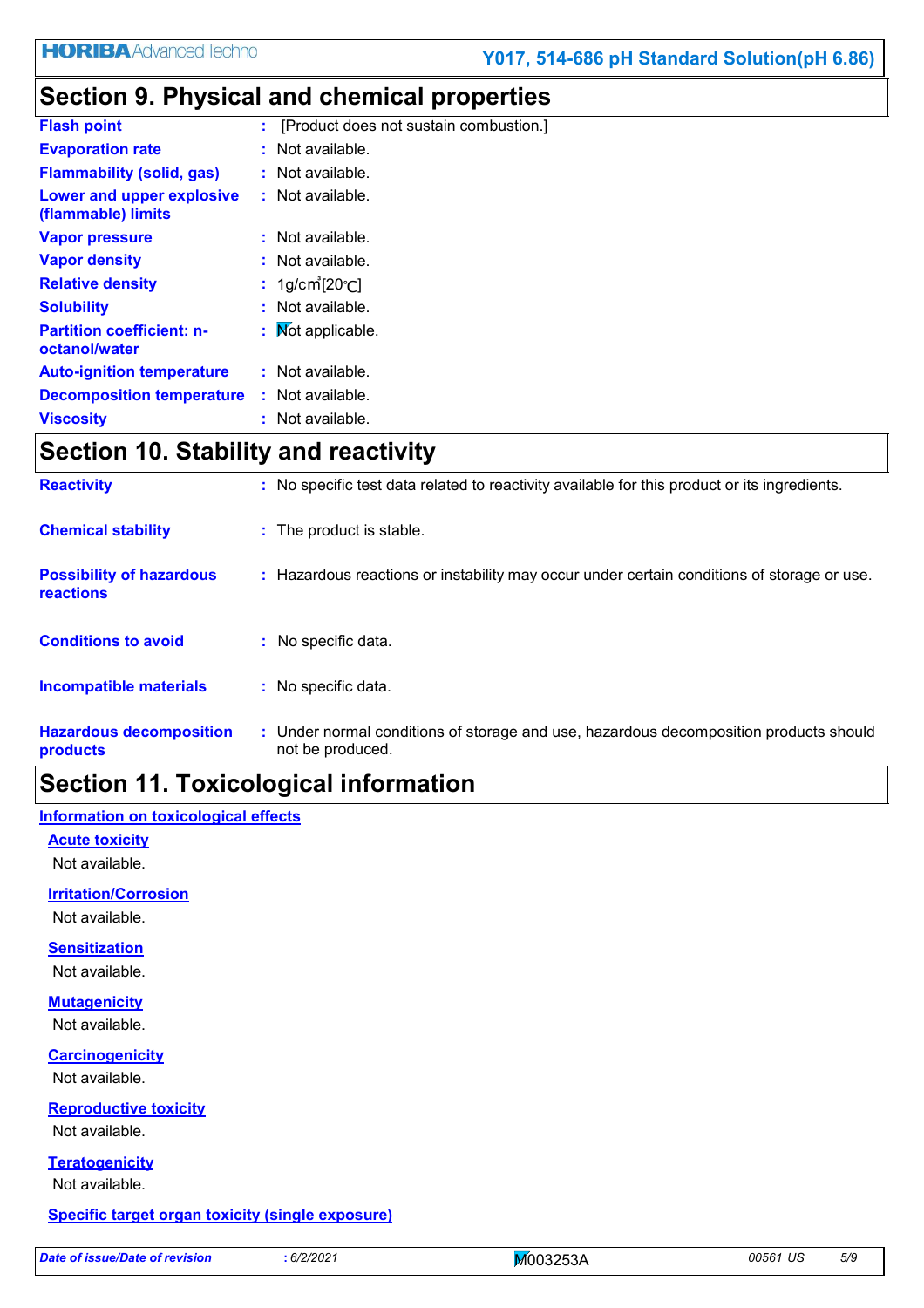## Section 9. Physical and chemical properties

| | |
|---|---|
| **Flash point** | : [Product does not sustain combustion.] |
| **Evaporation rate** | : Not available. |
| **Flammability (solid, gas)** | : Not available. |
| **Lower and upper explosive (flammable) limits** | : Not available. |
| **Vapor pressure** | : Not available. |
| **Vapor density** | : Not available. |
| **Relative density** | : 1g/cm³[20℃] |
| **Solubility** | : Not available. |
| **Partition coefficient: n-octanol/water** | : Not applicable. |
| **Auto-ignition temperature** | : Not available. |
| **Decomposition temperature** | : Not available. |
| **Viscosity** | : Not available. |

## Section 10. Stability and reactivity

| | |
|---|---|
| **Reactivity** | : No specific test data related to reactivity available for this product or its ingredients. |
| **Chemical stability** | : The product is stable. |
| **Possibility of hazardous reactions** | : Hazardous reactions or instability may occur under certain conditions of storage or use. |
| **Conditions to avoid** | : No specific data. |
| **Incompatible materials** | : No specific data. |
| **Hazardous decomposition products** | : Under normal conditions of storage and use, hazardous decomposition products should not be produced. |

## Section 11. Toxicological information

### Information on toxicological effects

#### Acute toxicity

Not available.

#### Irritation/Corrosion

Not available.

#### Sensitization

Not available.

#### Mutagenicity

Not available.

#### Carcinogenicity

Not available.

#### Reproductive toxicity

Not available.

#### Teratogenicity

Not available.

#### Specific target organ toxicity (single exposure)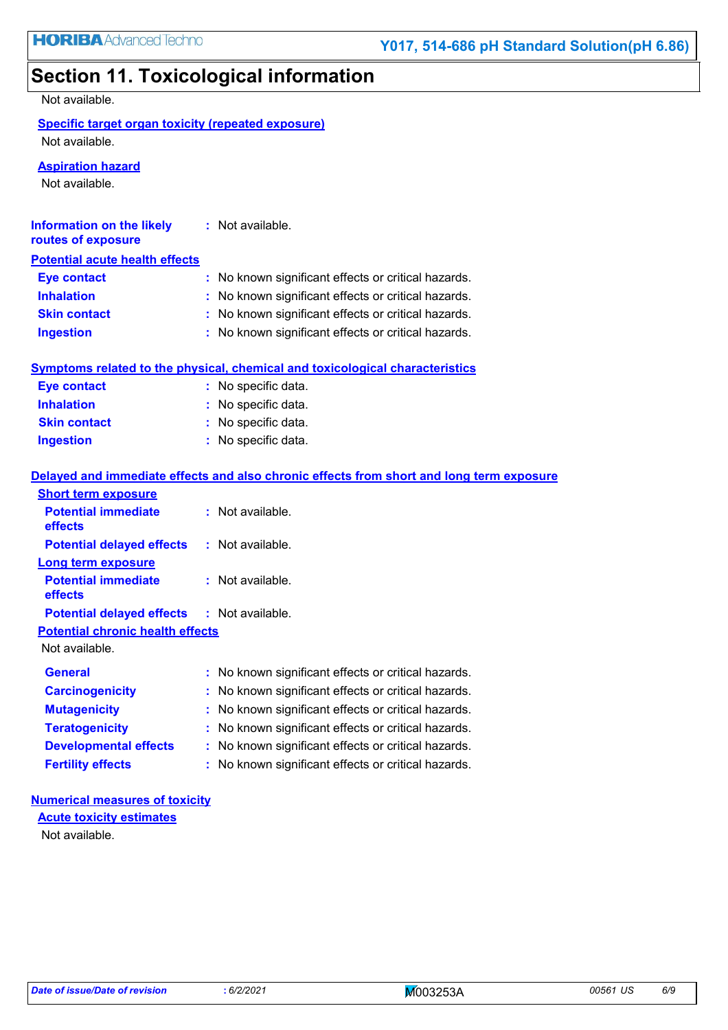# Section 11. Toxicological information

Not available.

**Specific target organ toxicity (repeated exposure)**

Not available.

**Aspiration hazard**

Not available.

**Information on the likely routes of exposure** : Not available.

**Potential acute health effects**

| | |
|---|---|
| **Eye contact** | : No known significant effects or critical hazards. |
| **Inhalation** | : No known significant effects or critical hazards. |
| **Skin contact** | : No known significant effects or critical hazards. |
| **Ingestion** | : No known significant effects or critical hazards. |

**Symptoms related to the physical, chemical and toxicological characteristics**

| | |
|---|---|
| **Eye contact** | : No specific data. |
| **Inhalation** | : No specific data. |
| **Skin contact** | : No specific data. |
| **Ingestion** | : No specific data. |

**Delayed and immediate effects and also chronic effects from short and long term exposure**

**Short term exposure**

| | |
|---|---|
| **Potential immediate effects** | : Not available. |
| **Potential delayed effects** | : Not available. |

**Long term exposure**

| | |
|---|---|
| **Potential immediate effects** | : Not available. |
| **Potential delayed effects** | : Not available. |

**Potential chronic health effects**

Not available.

| | |
|---|---|
| **General** | : No known significant effects or critical hazards. |
| **Carcinogenicity** | : No known significant effects or critical hazards. |
| **Mutagenicity** | : No known significant effects or critical hazards. |
| **Teratogenicity** | : No known significant effects or critical hazards. |
| **Developmental effects** | : No known significant effects or critical hazards. |
| **Fertility effects** | : No known significant effects or critical hazards. |

**Numerical measures of toxicity**

**Acute toxicity estimates**

Not available.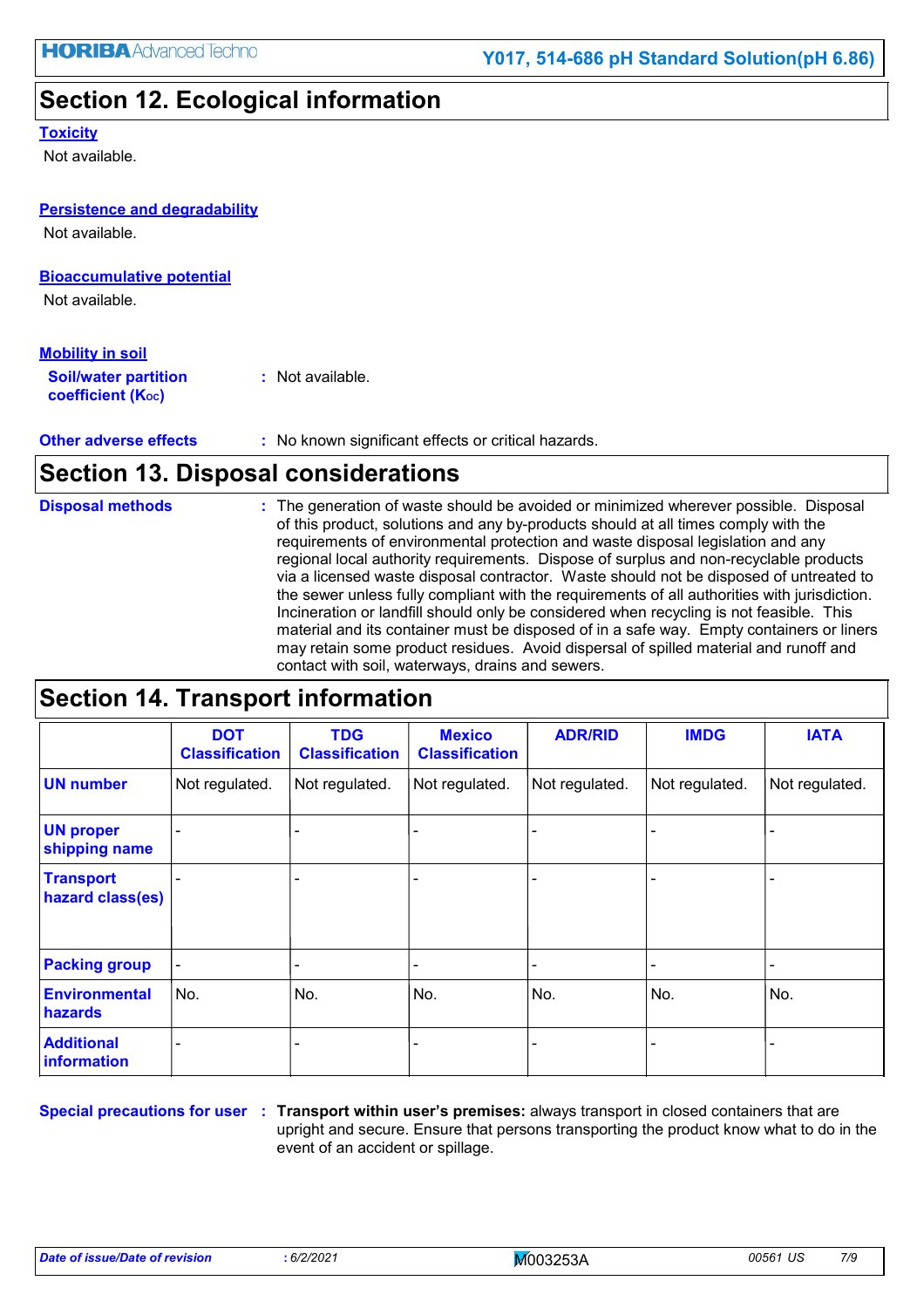## Section 12. Ecological information

### Toxicity

Not available.

### Persistence and degradability

Not available.

### Bioaccumulative potential

Not available.

### Mobility in soil

**Soil/water partition coefficient ($K_{OC}$)** : Not available.

**Other adverse effects** : No known significant effects or critical hazards.

## Section 13. Disposal considerations

**Disposal methods** : The generation of waste should be avoided or minimized wherever possible. Disposal of this product, solutions and any by-products should at all times comply with the requirements of environmental protection and waste disposal legislation and any regional local authority requirements. Dispose of surplus and non-recyclable products via a licensed waste disposal contractor. Waste should not be disposed of untreated to the sewer unless fully compliant with the requirements of all authorities with jurisdiction. Incineration or landfill should only be considered when recycling is not feasible. This material and its container must be disposed of in a safe way. Empty containers or liners may retain some product residues. Avoid dispersal of spilled material and runoff and contact with soil, waterways, drains and sewers.

## Section 14. Transport information

| | DOT Classification | TDG Classification | Mexico Classification | ADR/RID | IMDG | IATA |
|---|---|---|---|---|---|---|
| **UN number** | Not regulated. | Not regulated. | Not regulated. | Not regulated. | Not regulated. | Not regulated. |
| **UN proper shipping name** | - | - | - | - | - | - |
| **Transport hazard class(es)** | - | - | - | - | - | - |
| **Packing group** | - | - | - | - | - | - |
| **Environmental hazards** | No. | No. | No. | No. | No. | No. |
| **Additional information** | - | - | - | - | - | - |

**Special precautions for user** : **Transport within user's premises:** always transport in closed containers that are upright and secure. Ensure that persons transporting the product know what to do in the event of an accident or spillage.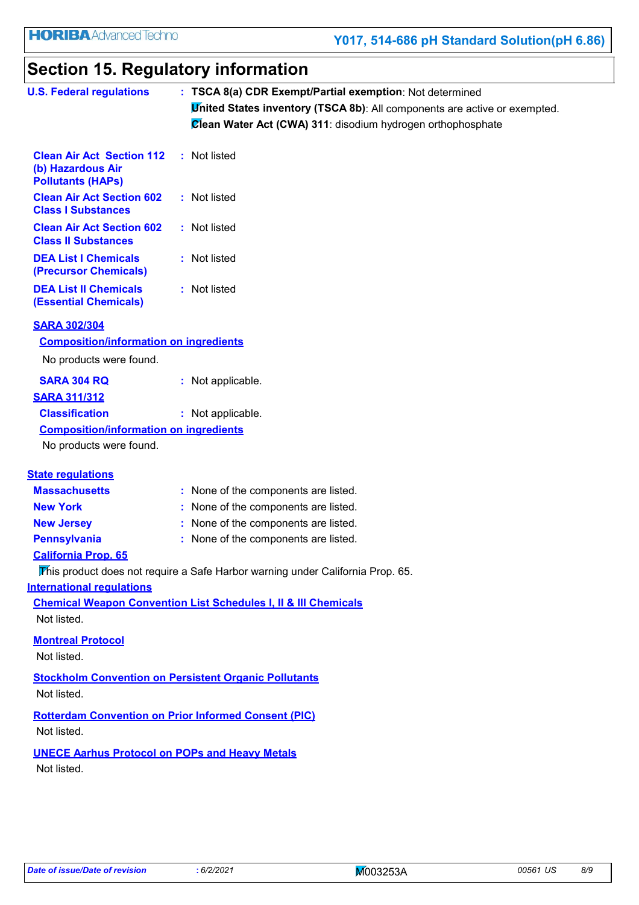# Section 15. Regulatory information

**U.S. Federal regulations** : **TSCA 8(a) CDR Exempt/Partial exemption**: Not determined

**United States inventory (TSCA 8b)**: All components are active or exempted.

**Clean Water Act (CWA) 311**: disodium hydrogen orthophosphate

**Clean Air Act Section 112 (b) Hazardous Air Pollutants (HAPs)** : Not listed

**Clean Air Act Section 602 Class I Substances** : Not listed

**Clean Air Act Section 602 Class II Substances** : Not listed

**DEA List I Chemicals (Precursor Chemicals)** : Not listed

**DEA List II Chemicals (Essential Chemicals)** : Not listed

**SARA 302/304**

**Composition/information on ingredients**

No products were found.

**SARA 304 RQ** : Not applicable.

**SARA 311/312**

**Classification** : Not applicable.

**Composition/information on ingredients**

No products were found.

**State regulations**

**Massachusetts** : None of the components are listed.

**New York** : None of the components are listed.

**New Jersey** : None of the components are listed.

**Pennsylvania** : None of the components are listed.

**California Prop. 65**

This product does not require a Safe Harbor warning under California Prop. 65.

**International regulations**

**Chemical Weapon Convention List Schedules I, II & III Chemicals**

Not listed.

**Montreal Protocol**

Not listed.

**Stockholm Convention on Persistent Organic Pollutants**

Not listed.

**Rotterdam Convention on Prior Informed Consent (PIC)**

Not listed.

**UNECE Aarhus Protocol on POPs and Heavy Metals**

Not listed.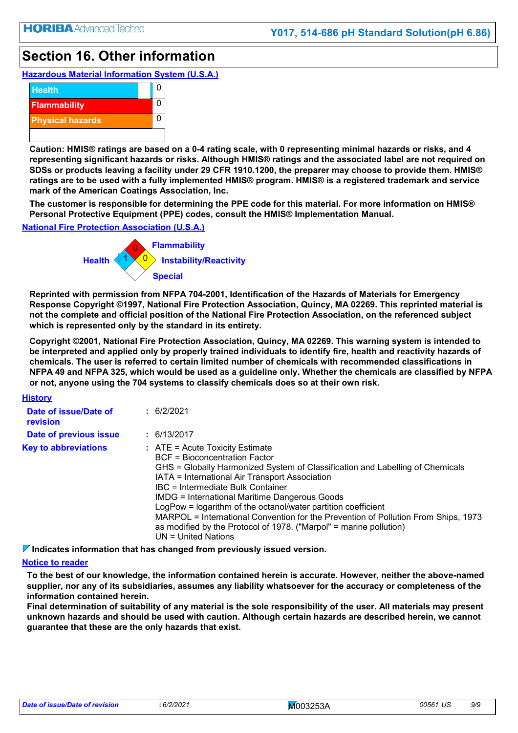# Section 16. Other information

**Hazardous Material Information System (U.S.A.)**

| | |
|---|---|
| Health | 0 |
| Flammability | 0 |
| Physical hazards | 0 |
| | |

**Caution: HMIS® ratings are based on a 0-4 rating scale, with 0 representing minimal hazards or risks, and 4 representing significant hazards or risks. Although HMIS® ratings and the associated label are not required on SDSs or products leaving a facility under 29 CFR 1910.1200, the preparer may choose to provide them. HMIS® ratings are to be used with a fully implemented HMIS® program. HMIS® is a registered trademark and service mark of the American Coatings Association, Inc.**

**The customer is responsible for determining the PPE code for this material. For more information on HMIS® Personal Protective Equipment (PPE) codes, consult the HMIS® Implementation Manual.**

**National Fire Protection Association (U.S.A.)**

Flammability: 0
Health: 1
Instability/Reactivity: 0
Special

**Reprinted with permission from NFPA 704-2001, Identification of the Hazards of Materials for Emergency Response Copyright ©1997, National Fire Protection Association, Quincy, MA 02269. This reprinted material is not the complete and official position of the National Fire Protection Association, on the referenced subject which is represented only by the standard in its entirety.**

**Copyright ©2001, National Fire Protection Association, Quincy, MA 02269. This warning system is intended to be interpreted and applied only by properly trained individuals to identify fire, health and reactivity hazards of chemicals. The user is referred to certain limited number of chemicals with recommended classifications in NFPA 49 and NFPA 325, which would be used as a guideline only. Whether the chemicals are classified by NFPA or not, anyone using the 704 systems to classify chemicals does so at their own risk.**

**History**

**Date of issue/Date of revision** : 6/2/2021

**Date of previous issue** : 6/13/2017

**Key to abbreviations** :
ATE = Acute Toxicity Estimate
BCF = Bioconcentration Factor
GHS = Globally Harmonized System of Classification and Labelling of Chemicals
IATA = International Air Transport Association
IBC = Intermediate Bulk Container
IMDG = International Maritime Dangerous Goods
LogPow = logarithm of the octanol/water partition coefficient
MARPOL = International Convention for the Prevention of Pollution From Ships, 1973 as modified by the Protocol of 1978. ("Marpol" = marine pollution)
UN = United Nations

**Indicates information that has changed from previously issued version.**

**Notice to reader**

**To the best of our knowledge, the information contained herein is accurate. However, neither the above-named supplier, nor any of its subsidiaries, assumes any liability whatsoever for the accuracy or completeness of the information contained herein.**
**Final determination of suitability of any material is the sole responsibility of the user. All materials may present unknown hazards and should be used with caution. Although certain hazards are described herein, we cannot guarantee that these are the only hazards that exist.**